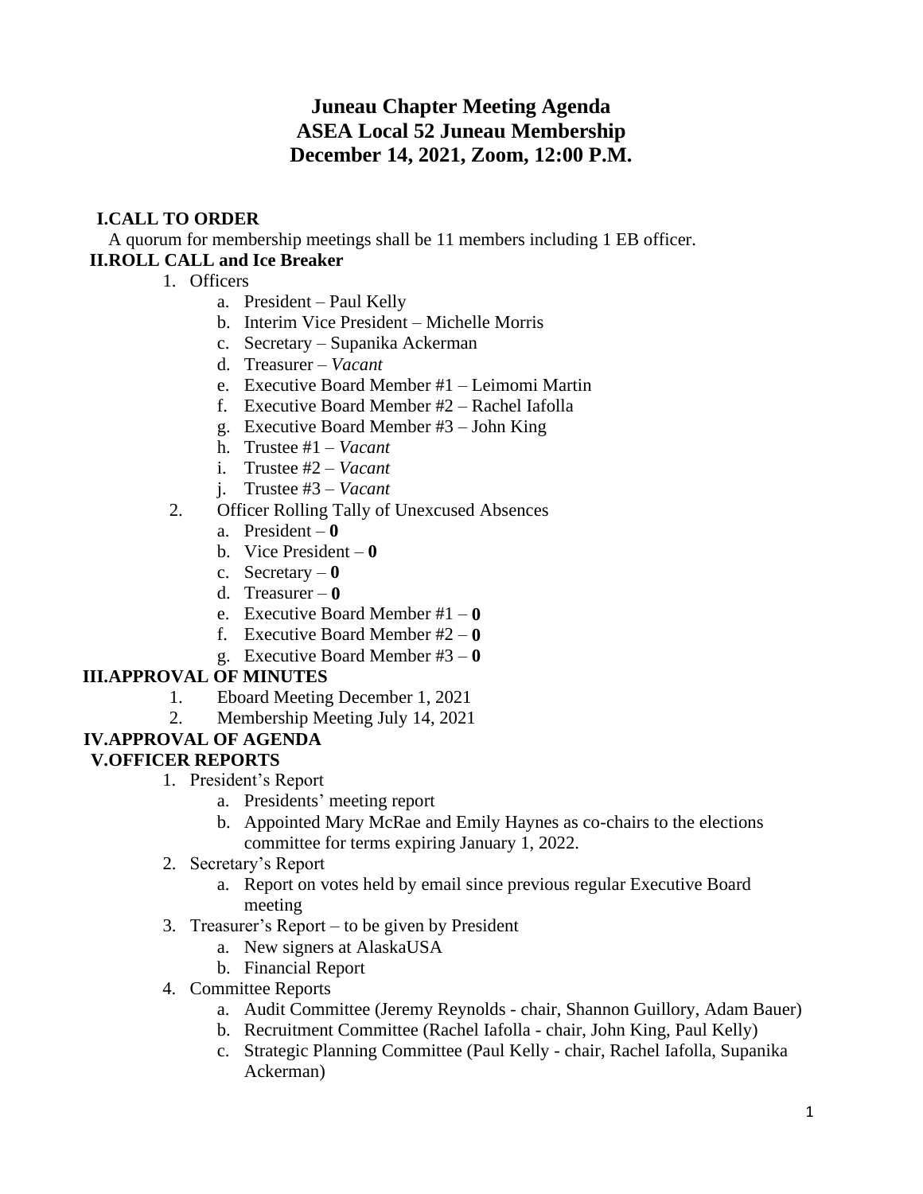# Juneau Chapter Meeting Agenda
# ASEA Local 52 Juneau Membership
# December 14, 2021, Zoom, 12:00 P.M.

**I.CALL TO ORDER**

A quorum for membership meetings shall be 11 members including 1 EB officer.

**II.ROLL CALL and Ice Breaker**

1. Officers
   a. President – Paul Kelly
   b. Interim Vice President – Michelle Morris
   c. Secretary – Supanika Ackerman
   d. Treasurer – *Vacant*
   e. Executive Board Member #1 – Leimomi Martin
   f. Executive Board Member #2 – Rachel Iafolla
   g. Executive Board Member #3 – John King
   h. Trustee #1 – *Vacant*
   i. Trustee #2 – *Vacant*
   j. Trustee #3 – *Vacant*
2. Officer Rolling Tally of Unexcused Absences
   a. President – **0**
   b. Vice President – **0**
   c. Secretary – **0**
   d. Treasurer – **0**
   e. Executive Board Member #1 – **0**
   f. Executive Board Member #2 – **0**
   g. Executive Board Member #3 – **0**

**III.APPROVAL OF MINUTES**

1. Eboard Meeting December 1, 2021
2. Membership Meeting July 14, 2021

**IV.APPROVAL OF AGENDA**

**V.OFFICER REPORTS**

1. President's Report
   a. Presidents' meeting report
   b. Appointed Mary McRae and Emily Haynes as co-chairs to the elections committee for terms expiring January 1, 2022.
2. Secretary's Report
   a. Report on votes held by email since previous regular Executive Board meeting
3. Treasurer's Report – to be given by President
   a. New signers at AlaskaUSA
   b. Financial Report
4. Committee Reports
   a. Audit Committee (Jeremy Reynolds - chair, Shannon Guillory, Adam Bauer)
   b. Recruitment Committee (Rachel Iafolla - chair, John King, Paul Kelly)
   c. Strategic Planning Committee (Paul Kelly - chair, Rachel Iafolla, Supanika Ackerman)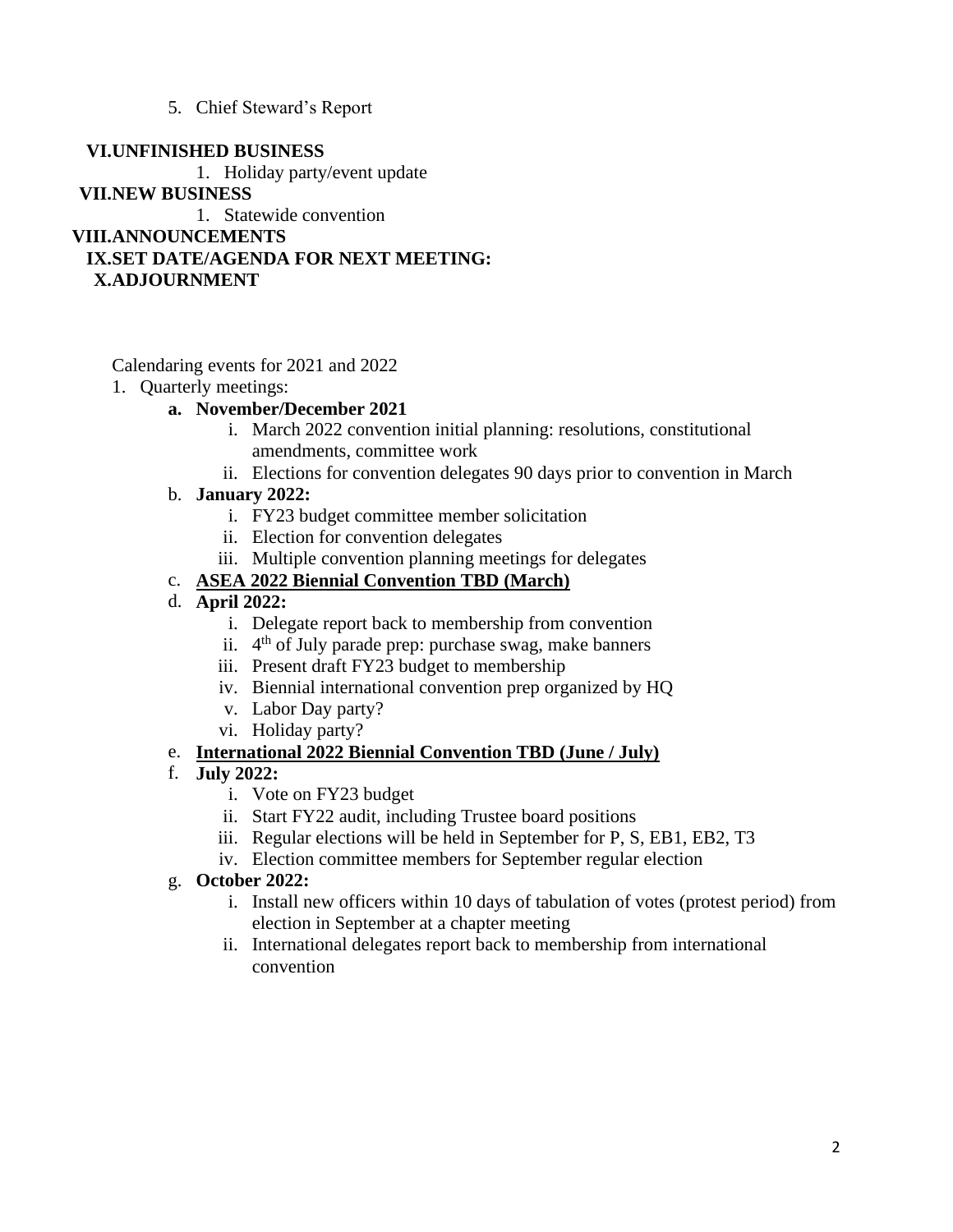5. Chief Steward's Report

**VI.UNFINISHED BUSINESS**

1. Holiday party/event update

**VII.NEW BUSINESS**

1. Statewide convention

**VIII.ANNOUNCEMENTS**

**IX.SET DATE/AGENDA FOR NEXT MEETING:**

**X.ADJOURNMENT**

Calendaring events for 2021 and 2022

1. Quarterly meetings:
   - a. **November/December 2021**
     - i. March 2022 convention initial planning: resolutions, constitutional amendments, committee work
     - ii. Elections for convention delegates 90 days prior to convention in March
   - b. **January 2022:**
     - i. FY23 budget committee member solicitation
     - ii. Election for convention delegates
     - iii. Multiple convention planning meetings for delegates
   - c. **<u>ASEA 2022 Biennial Convention TBD (March)</u>**
   - d. **April 2022:**
     - i. Delegate report back to membership from convention
     - ii. 4th of July parade prep: purchase swag, make banners
     - iii. Present draft FY23 budget to membership
     - iv. Biennial international convention prep organized by HQ
     - v. Labor Day party?
     - vi. Holiday party?
   - e. **<u>International 2022 Biennial Convention TBD (June / July)</u>**
   - f. **July 2022:**
     - i. Vote on FY23 budget
     - ii. Start FY22 audit, including Trustee board positions
     - iii. Regular elections will be held in September for P, S, EB1, EB2, T3
     - iv. Election committee members for September regular election
   - g. **October 2022:**
     - i. Install new officers within 10 days of tabulation of votes (protest period) from election in September at a chapter meeting
     - ii. International delegates report back to membership from international convention